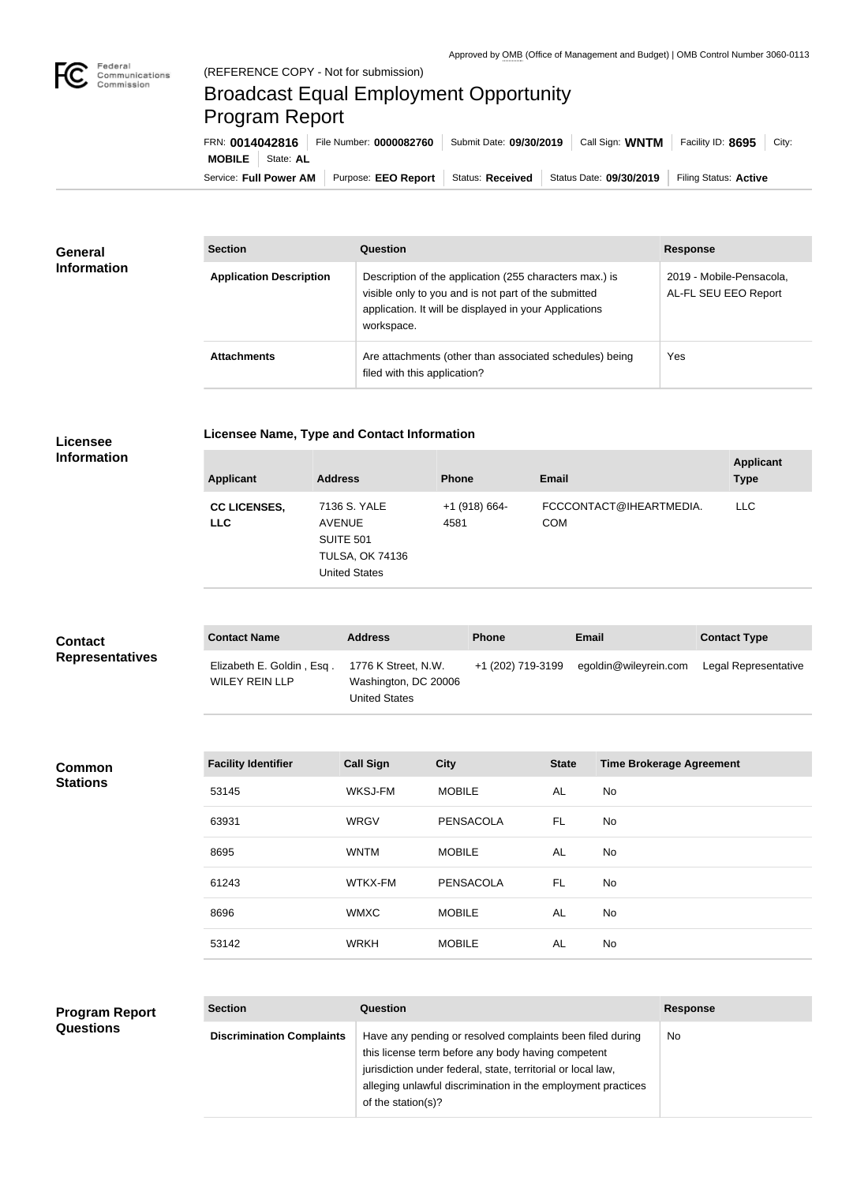Approved by OMB (Office of Management and Budget) | OMB Control Number 3060-0113

(REFERENCE COPY - Not for submission)

# Broadcast Equal Employment Opportunity Program Report

FRN: **0014042816** | File Number: **0000082760** | Submit Date: **09/30/2019** | Call Sign: **WNTM** | Facility ID: **8695** | City: **MOBILE** | State: **AL**

Service: **Full Power AM** | Purpose: **EEO Report** | Status: **Received** | Status Date: **09/30/2019** | Filing Status: **Active**

## General Information

| Section | Question | Response |
| --- | --- | --- |
| **Application Description** | Description of the application (255 characters max.) is visible only to you and is not part of the submitted application. It will be displayed in your Applications workspace. | 2019 - Mobile-Pensacola, AL-FL SEU EEO Report |
| **Attachments** | Are attachments (other than associated schedules) being filed with this application? | Yes |

## Licensee Information

### Licensee Name, Type and Contact Information

| Applicant | Address | Phone | Email | Applicant Type |
| --- | --- | --- | --- | --- |
| **CC LICENSES, LLC** | 7136 S. YALE AVENUE SUITE 501 TULSA, OK 74136 United States | +1 (918) 664-4581 | FCCCONTACT@IHEARTMEDIA.COM | LLC |

## Contact Representatives

| Contact Name | Address | Phone | Email | Contact Type |
| --- | --- | --- | --- | --- |
| Elizabeth E. Goldin , Esq . WILEY REIN LLP | 1776 K Street, N.W. Washington, DC 20006 United States | +1 (202) 719-3199 | egoldin@wileyrein.com | Legal Representative |

## Common Stations

| Facility Identifier | Call Sign | City | State | Time Brokerage Agreement |
| --- | --- | --- | --- | --- |
| 53145 | WKSJ-FM | MOBILE | AL | No |
| 63931 | WRGV | PENSACOLA | FL | No |
| 8695 | WNTM | MOBILE | AL | No |
| 61243 | WTKX-FM | PENSACOLA | FL | No |
| 8696 | WMXC | MOBILE | AL | No |
| 53142 | WRKH | MOBILE | AL | No |

## Program Report Questions

| Section | Question | Response |
| --- | --- | --- |
| **Discrimination Complaints** | Have any pending or resolved complaints been filed during this license term before any body having competent jurisdiction under federal, state, territorial or local law, alleging unlawful discrimination in the employment practices of the station(s)? | No |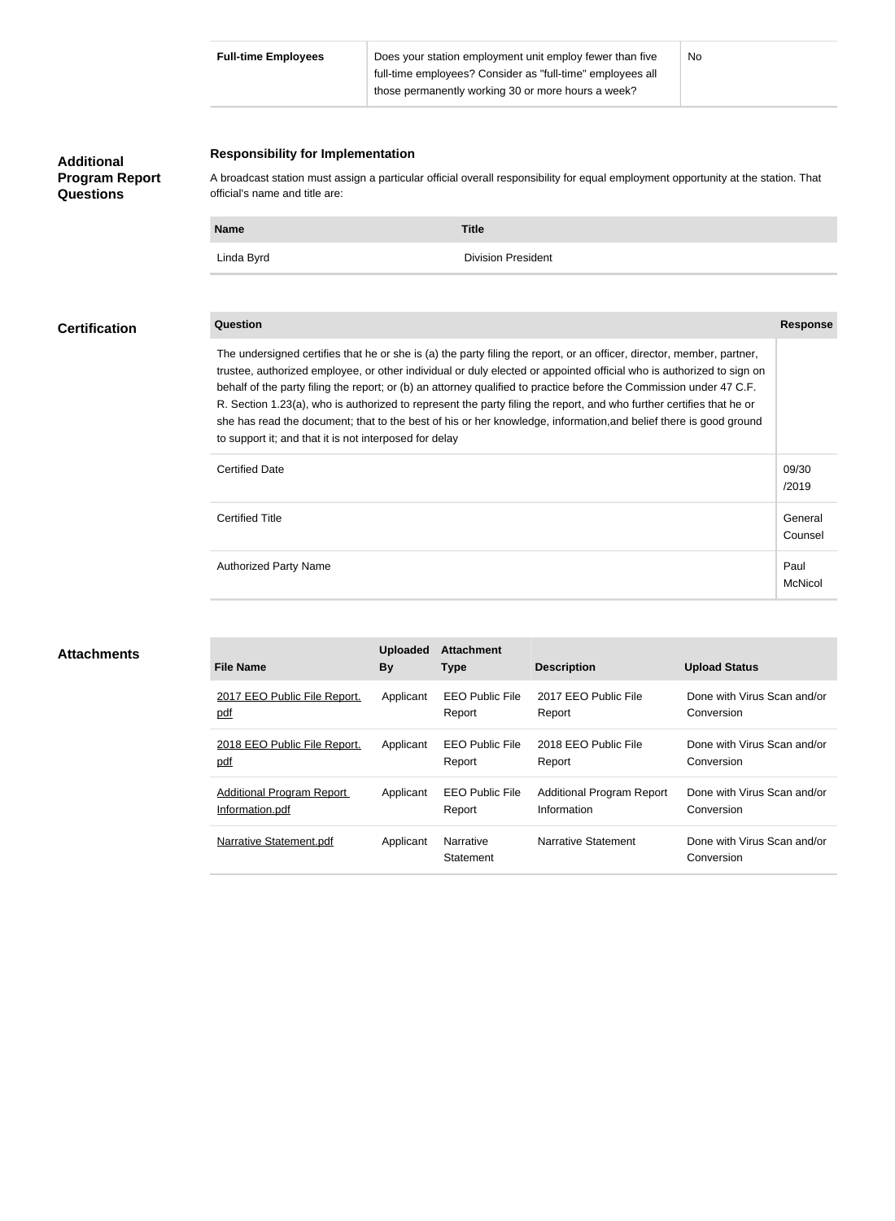| | | |
|---|---|---|
| **Full-time Employees** | Does your station employment unit employ fewer than five full-time employees? Consider as "full-time" employees all those permanently working 30 or more hours a week? | No |

## Additional Program Report Questions

### Responsibility for Implementation

A broadcast station must assign a particular official overall responsibility for equal employment opportunity at the station. That official's name and title are:

| Name | Title |
|---|---|
| Linda Byrd | Division President |

## Certification

| Question | Response |
|---|---|
| The undersigned certifies that he or she is (a) the party filing the report, or an officer, director, member, partner, trustee, authorized employee, or other individual or duly elected or appointed official who is authorized to sign on behalf of the party filing the report; or (b) an attorney qualified to practice before the Commission under 47 C.F. R. Section 1.23(a), who is authorized to represent the party filing the report, and who further certifies that he or she has read the document; that to the best of his or her knowledge, information,and belief there is good ground to support it; and that it is not interposed for delay | |
| Certified Date | 09/30/2019 |
| Certified Title | General Counsel |
| Authorized Party Name | Paul McNicol |

## Attachments

| File Name | Uploaded By | Attachment Type | Description | Upload Status |
|---|---|---|---|---|
| 2017 EEO Public File Report.pdf | Applicant | EEO Public File Report | 2017 EEO Public File Report | Done with Virus Scan and/or Conversion |
| 2018 EEO Public File Report.pdf | Applicant | EEO Public File Report | 2018 EEO Public File Report | Done with Virus Scan and/or Conversion |
| Additional Program Report Information.pdf | Applicant | EEO Public File Report | Additional Program Report Information | Done with Virus Scan and/or Conversion |
| Narrative Statement.pdf | Applicant | Narrative Statement | Narrative Statement | Done with Virus Scan and/or Conversion |